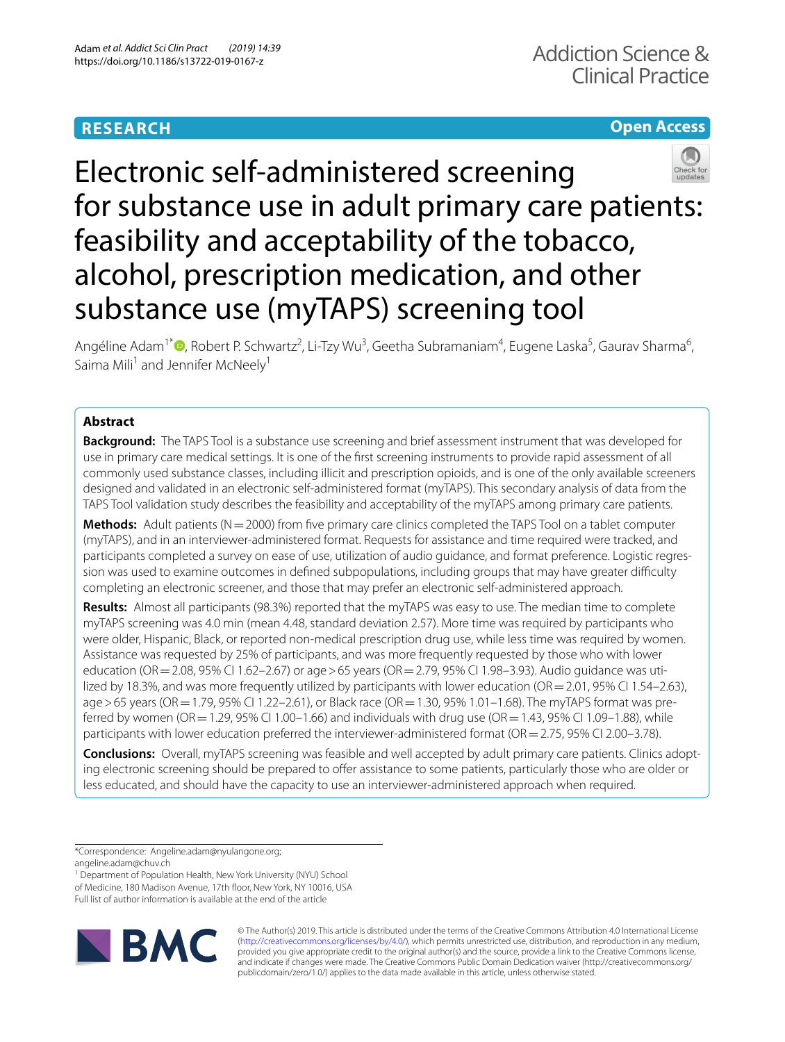## RESEARCH

**Open Access**

# Electronic self-administered screening for substance use in adult primary care patients: feasibility and acceptability of the tobacco, alcohol, prescription medication, and other substance use (myTAPS) screening tool

Angéline Adam[1*], Robert P. Schwartz[2], Li-Tzy Wu[3], Geetha Subramaniam[4], Eugene Laska[5], Gaurav Sharma[6], Saima Mili[1] and Jennifer McNeely[1]

## Abstract

**Background:** The TAPS Tool is a substance use screening and brief assessment instrument that was developed for use in primary care medical settings. It is one of the first screening instruments to provide rapid assessment of all commonly used substance classes, including illicit and prescription opioids, and is one of the only available screeners designed and validated in an electronic self-administered format (myTAPS). This secondary analysis of data from the TAPS Tool validation study describes the feasibility and acceptability of the myTAPS among primary care patients.

**Methods:** Adult patients (N = 2000) from five primary care clinics completed the TAPS Tool on a tablet computer (myTAPS), and in an interviewer-administered format. Requests for assistance and time required were tracked, and participants completed a survey on ease of use, utilization of audio guidance, and format preference. Logistic regression was used to examine outcomes in defined subpopulations, including groups that may have greater difficulty completing an electronic screener, and those that may prefer an electronic self-administered approach.

**Results:** Almost all participants (98.3%) reported that the myTAPS was easy to use. The median time to complete myTAPS screening was 4.0 min (mean 4.48, standard deviation 2.57). More time was required by participants who were older, Hispanic, Black, or reported non-medical prescription drug use, while less time was required by women. Assistance was requested by 25% of participants, and was more frequently requested by those who with lower education (OR = 2.08, 95% CI 1.62–2.67) or age > 65 years (OR = 2.79, 95% CI 1.98–3.93). Audio guidance was utilized by 18.3%, and was more frequently utilized by participants with lower education (OR = 2.01, 95% CI 1.54–2.63), age > 65 years (OR = 1.79, 95% CI 1.22–2.61), or Black race (OR = 1.30, 95% 1.01–1.68). The myTAPS format was preferred by women (OR = 1.29, 95% CI 1.00–1.66) and individuals with drug use (OR = 1.43, 95% CI 1.09–1.88), while participants with lower education preferred the interviewer-administered format (OR = 2.75, 95% CI 2.00–3.78).

**Conclusions:** Overall, myTAPS screening was feasible and well accepted by adult primary care patients. Clinics adopting electronic screening should be prepared to offer assistance to some patients, particularly those who are older or less educated, and should have the capacity to use an interviewer-administered approach when required.

*Correspondence: Angeline.adam@nyulangone.org; angeline.adam@chuv.ch

[1] Department of Population Health, New York University (NYU) School of Medicine, 180 Madison Avenue, 17th floor, New York, NY 10016, USA

Full list of author information is available at the end of the article

© The Author(s) 2019. This article is distributed under the terms of the Creative Commons Attribution 4.0 International License (http://creativecommons.org/licenses/by/4.0/), which permits unrestricted use, distribution, and reproduction in any medium, provided you give appropriate credit to the original author(s) and the source, provide a link to the Creative Commons license, and indicate if changes were made. The Creative Commons Public Domain Dedication waiver (http://creativecommons.org/publicdomain/zero/1.0/) applies to the data made available in this article, unless otherwise stated.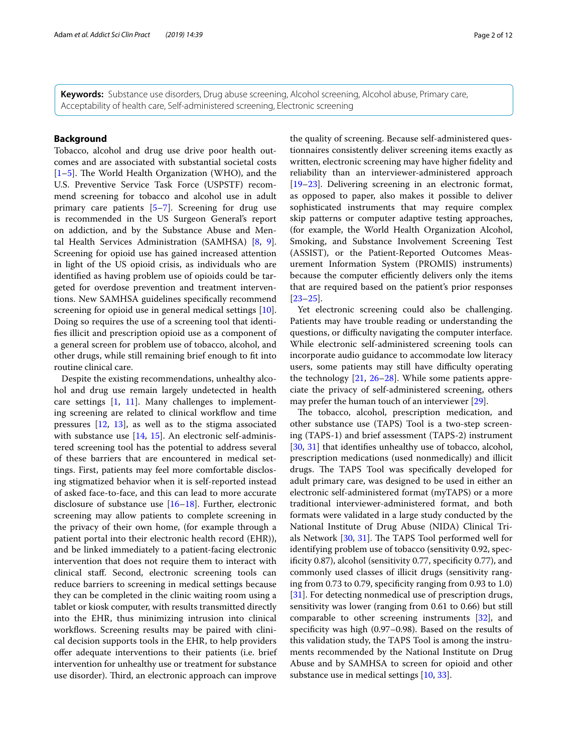**Keywords:** Substance use disorders, Drug abuse screening, Alcohol screening, Alcohol abuse, Primary care, Acceptability of health care, Self-administered screening, Electronic screening

## Background

Tobacco, alcohol and drug use drive poor health outcomes and are associated with substantial societal costs [1–5]. The World Health Organization (WHO), and the U.S. Preventive Service Task Force (USPSTF) recommend screening for tobacco and alcohol use in adult primary care patients [5–7]. Screening for drug use is recommended in the US Surgeon General's report on addiction, and by the Substance Abuse and Mental Health Services Administration (SAMHSA) [8, 9]. Screening for opioid use has gained increased attention in light of the US opioid crisis, as individuals who are identified as having problem use of opioids could be targeted for overdose prevention and treatment interventions. New SAMHSA guidelines specifically recommend screening for opioid use in general medical settings [10]. Doing so requires the use of a screening tool that identifies illicit and prescription opioid use as a component of a general screen for problem use of tobacco, alcohol, and other drugs, while still remaining brief enough to fit into routine clinical care.

Despite the existing recommendations, unhealthy alcohol and drug use remain largely undetected in health care settings [1, 11]. Many challenges to implementing screening are related to clinical workflow and time pressures [12, 13], as well as to the stigma associated with substance use [14, 15]. An electronic self-administered screening tool has the potential to address several of these barriers that are encountered in medical settings. First, patients may feel more comfortable disclosing stigmatized behavior when it is self-reported instead of asked face-to-face, and this can lead to more accurate disclosure of substance use [16–18]. Further, electronic screening may allow patients to complete screening in the privacy of their own home, (for example through a patient portal into their electronic health record (EHR)), and be linked immediately to a patient-facing electronic intervention that does not require them to interact with clinical staff. Second, electronic screening tools can reduce barriers to screening in medical settings because they can be completed in the clinic waiting room using a tablet or kiosk computer, with results transmitted directly into the EHR, thus minimizing intrusion into clinical workflows. Screening results may be paired with clinical decision supports tools in the EHR, to help providers offer adequate interventions to their patients (i.e. brief intervention for unhealthy use or treatment for substance use disorder). Third, an electronic approach can improve the quality of screening. Because self-administered questionnaires consistently deliver screening items exactly as written, electronic screening may have higher fidelity and reliability than an interviewer-administered approach [19–23]. Delivering screening in an electronic format, as opposed to paper, also makes it possible to deliver sophisticated instruments that may require complex skip patterns or computer adaptive testing approaches, (for example, the World Health Organization Alcohol, Smoking, and Substance Involvement Screening Test (ASSIST), or the Patient-Reported Outcomes Measurement Information System (PROMIS) instruments) because the computer efficiently delivers only the items that are required based on the patient's prior responses [23–25].

Yet electronic screening could also be challenging. Patients may have trouble reading or understanding the questions, or difficulty navigating the computer interface. While electronic self-administered screening tools can incorporate audio guidance to accommodate low literacy users, some patients may still have difficulty operating the technology [21, 26–28]. While some patients appreciate the privacy of self-administered screening, others may prefer the human touch of an interviewer [29].

The tobacco, alcohol, prescription medication, and other substance use (TAPS) Tool is a two-step screening (TAPS-1) and brief assessment (TAPS-2) instrument [30, 31] that identifies unhealthy use of tobacco, alcohol, prescription medications (used nonmedically) and illicit drugs. The TAPS Tool was specifically developed for adult primary care, was designed to be used in either an electronic self-administered format (myTAPS) or a more traditional interviewer-administered format, and both formats were validated in a large study conducted by the National Institute of Drug Abuse (NIDA) Clinical Trials Network [30, 31]. The TAPS Tool performed well for identifying problem use of tobacco (sensitivity 0.92, specificity 0.87), alcohol (sensitivity 0.77, specificity 0.77), and commonly used classes of illicit drugs (sensitivity ranging from 0.73 to 0.79, specificity ranging from 0.93 to 1.0) [31]. For detecting nonmedical use of prescription drugs, sensitivity was lower (ranging from 0.61 to 0.66) but still comparable to other screening instruments [32], and specificity was high (0.97–0.98). Based on the results of this validation study, the TAPS Tool is among the instruments recommended by the National Institute on Drug Abuse and by SAMHSA to screen for opioid and other substance use in medical settings [10, 33].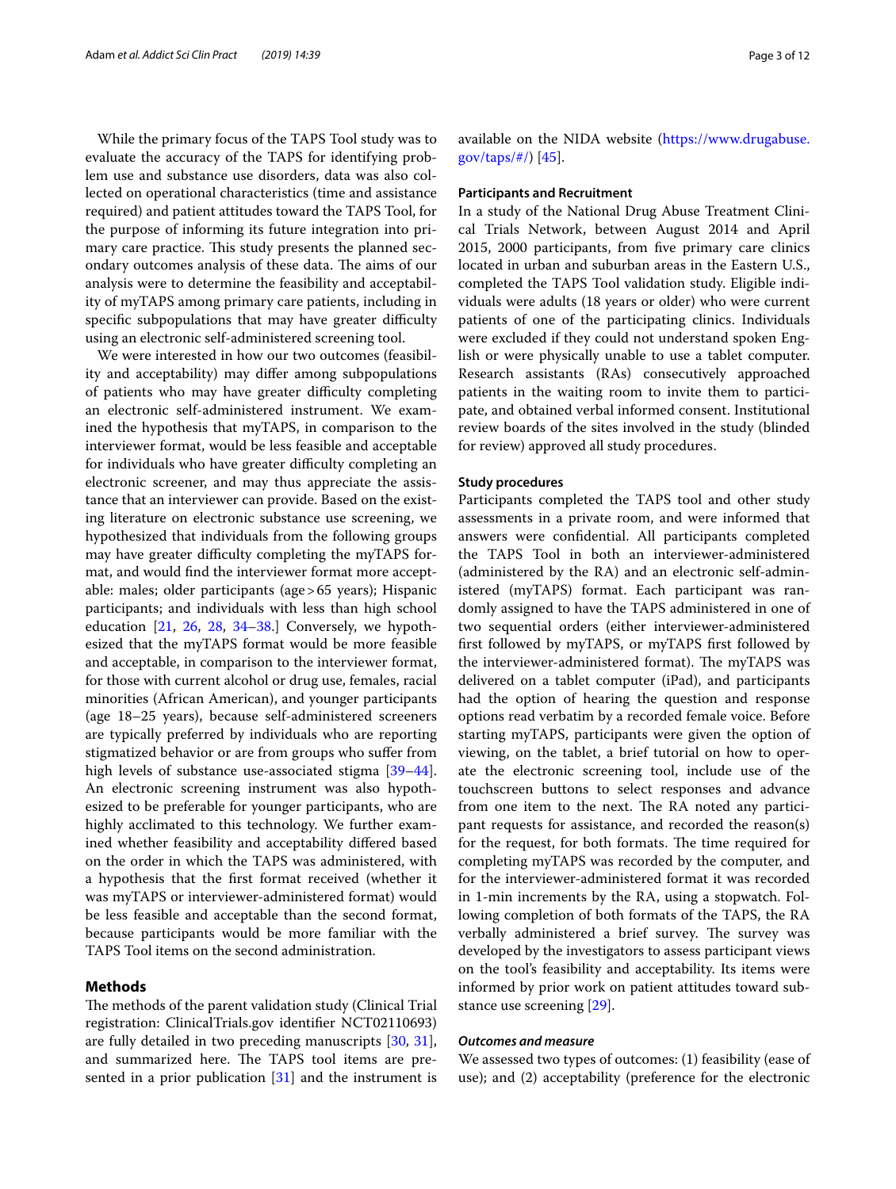While the primary focus of the TAPS Tool study was to evaluate the accuracy of the TAPS for identifying problem use and substance use disorders, data was also collected on operational characteristics (time and assistance required) and patient attitudes toward the TAPS Tool, for the purpose of informing its future integration into primary care practice. This study presents the planned secondary outcomes analysis of these data. The aims of our analysis were to determine the feasibility and acceptability of myTAPS among primary care patients, including in specific subpopulations that may have greater difficulty using an electronic self-administered screening tool.

We were interested in how our two outcomes (feasibility and acceptability) may differ among subpopulations of patients who may have greater difficulty completing an electronic self-administered instrument. We examined the hypothesis that myTAPS, in comparison to the interviewer format, would be less feasible and acceptable for individuals who have greater difficulty completing an electronic screener, and may thus appreciate the assistance that an interviewer can provide. Based on the existing literature on electronic substance use screening, we hypothesized that individuals from the following groups may have greater difficulty completing the myTAPS format, and would find the interviewer format more acceptable: males; older participants (age > 65 years); Hispanic participants; and individuals with less than high school education [21, 26, 28, 34–38.] Conversely, we hypothesized that the myTAPS format would be more feasible and acceptable, in comparison to the interviewer format, for those with current alcohol or drug use, females, racial minorities (African American), and younger participants (age 18–25 years), because self-administered screeners are typically preferred by individuals who are reporting stigmatized behavior or are from groups who suffer from high levels of substance use-associated stigma [39–44]. An electronic screening instrument was also hypothesized to be preferable for younger participants, who are highly acclimated to this technology. We further examined whether feasibility and acceptability differed based on the order in which the TAPS was administered, with a hypothesis that the first format received (whether it was myTAPS or interviewer-administered format) would be less feasible and acceptable than the second format, because participants would be more familiar with the TAPS Tool items on the second administration.

## Methods

The methods of the parent validation study (Clinical Trial registration: ClinicalTrials.gov identifier NCT02110693) are fully detailed in two preceding manuscripts [30, 31], and summarized here. The TAPS tool items are presented in a prior publication [31] and the instrument is available on the NIDA website (https://www.drugabuse.gov/taps/#/) [45].

### Participants and Recruitment

In a study of the National Drug Abuse Treatment Clinical Trials Network, between August 2014 and April 2015, 2000 participants, from five primary care clinics located in urban and suburban areas in the Eastern U.S., completed the TAPS Tool validation study. Eligible individuals were adults (18 years or older) who were current patients of one of the participating clinics. Individuals were excluded if they could not understand spoken English or were physically unable to use a tablet computer. Research assistants (RAs) consecutively approached patients in the waiting room to invite them to participate, and obtained verbal informed consent. Institutional review boards of the sites involved in the study (blinded for review) approved all study procedures.

### Study procedures

Participants completed the TAPS tool and other study assessments in a private room, and were informed that answers were confidential. All participants completed the TAPS Tool in both an interviewer-administered (administered by the RA) and an electronic self-administered (myTAPS) format. Each participant was randomly assigned to have the TAPS administered in one of two sequential orders (either interviewer-administered first followed by myTAPS, or myTAPS first followed by the interviewer-administered format). The myTAPS was delivered on a tablet computer (iPad), and participants had the option of hearing the question and response options read verbatim by a recorded female voice. Before starting myTAPS, participants were given the option of viewing, on the tablet, a brief tutorial on how to operate the electronic screening tool, include use of the touchscreen buttons to select responses and advance from one item to the next. The RA noted any participant requests for assistance, and recorded the reason(s) for the request, for both formats. The time required for completing myTAPS was recorded by the computer, and for the interviewer-administered format it was recorded in 1-min increments by the RA, using a stopwatch. Following completion of both formats of the TAPS, the RA verbally administered a brief survey. The survey was developed by the investigators to assess participant views on the tool's feasibility and acceptability. Its items were informed by prior work on patient attitudes toward substance use screening [29].

#### *Outcomes and measure*

We assessed two types of outcomes: (1) feasibility (ease of use); and (2) acceptability (preference for the electronic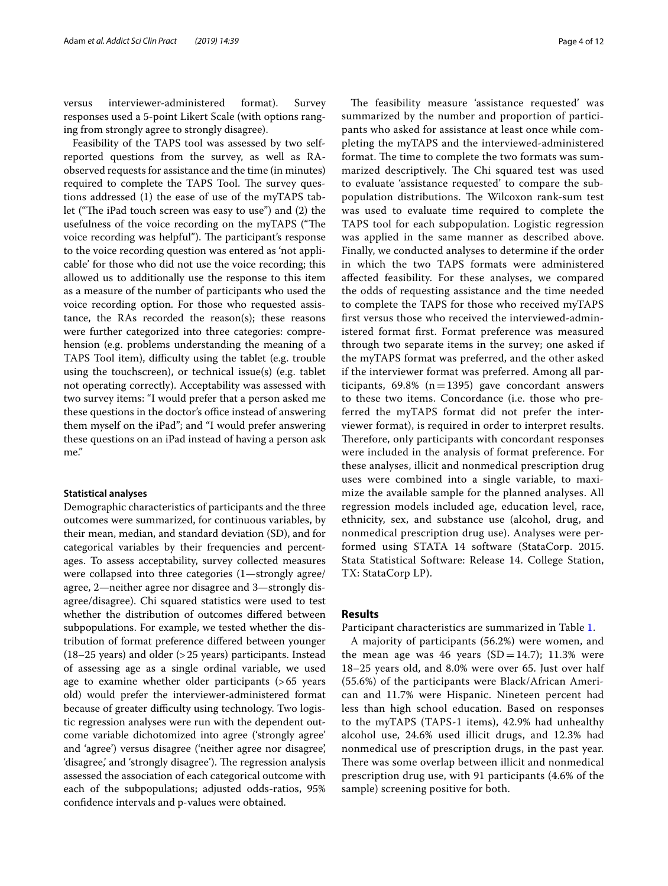versus interviewer-administered format). Survey responses used a 5-point Likert Scale (with options ranging from strongly agree to strongly disagree).

Feasibility of the TAPS tool was assessed by two self-reported questions from the survey, as well as RA-observed requests for assistance and the time (in minutes) required to complete the TAPS Tool. The survey questions addressed (1) the ease of use of the myTAPS tablet ("The iPad touch screen was easy to use") and (2) the usefulness of the voice recording on the myTAPS ("The voice recording was helpful"). The participant's response to the voice recording question was entered as 'not applicable' for those who did not use the voice recording; this allowed us to additionally use the response to this item as a measure of the number of participants who used the voice recording option. For those who requested assistance, the RAs recorded the reason(s); these reasons were further categorized into three categories: comprehension (e.g. problems understanding the meaning of a TAPS Tool item), difficulty using the tablet (e.g. trouble using the touchscreen), or technical issue(s) (e.g. tablet not operating correctly). Acceptability was assessed with two survey items: "I would prefer that a person asked me these questions in the doctor's office instead of answering them myself on the iPad"; and "I would prefer answering these questions on an iPad instead of having a person ask me."

#### Statistical analyses

Demographic characteristics of participants and the three outcomes were summarized, for continuous variables, by their mean, median, and standard deviation (SD), and for categorical variables by their frequencies and percentages. To assess acceptability, survey collected measures were collapsed into three categories (1—strongly agree/agree, 2—neither agree nor disagree and 3—strongly disagree/disagree). Chi squared statistics were used to test whether the distribution of outcomes differed between subpopulations. For example, we tested whether the distribution of format preference differed between younger (18–25 years) and older (>25 years) participants. Instead of assessing age as a single ordinal variable, we used age to examine whether older participants (>65 years old) would prefer the interviewer-administered format because of greater difficulty using technology. Two logistic regression analyses were run with the dependent outcome variable dichotomized into agree ('strongly agree' and 'agree') versus disagree ('neither agree nor disagree', 'disagree,' and 'strongly disagree'). The regression analysis assessed the association of each categorical outcome with each of the subpopulations; adjusted odds-ratios, 95% confidence intervals and p-values were obtained.

The feasibility measure 'assistance requested' was summarized by the number and proportion of participants who asked for assistance at least once while completing the myTAPS and the interviewed-administered format. The time to complete the two formats was summarized descriptively. The Chi squared test was used to evaluate 'assistance requested' to compare the subpopulation distributions. The Wilcoxon rank-sum test was used to evaluate time required to complete the TAPS tool for each subpopulation. Logistic regression was applied in the same manner as described above. Finally, we conducted analyses to determine if the order in which the two TAPS formats were administered affected feasibility. For these analyses, we compared the odds of requesting assistance and the time needed to complete the TAPS for those who received myTAPS first versus those who received the interviewed-administered format first. Format preference was measured through two separate items in the survey; one asked if the myTAPS format was preferred, and the other asked if the interviewer format was preferred. Among all participants, 69.8% (n = 1395) gave concordant answers to these two items. Concordance (i.e. those who preferred the myTAPS format did not prefer the interviewer format), is required in order to interpret results. Therefore, only participants with concordant responses were included in the analysis of format preference. For these analyses, illicit and nonmedical prescription drug uses were combined into a single variable, to maximize the available sample for the planned analyses. All regression models included age, education level, race, ethnicity, sex, and substance use (alcohol, drug, and nonmedical prescription drug use). Analyses were performed using STATA 14 software (StataCorp. 2015. Stata Statistical Software: Release 14. College Station, TX: StataCorp LP).

## Results

Participant characteristics are summarized in Table 1.

A majority of participants (56.2%) were women, and the mean age was 46 years (SD = 14.7); 11.3% were 18–25 years old, and 8.0% were over 65. Just over half (55.6%) of the participants were Black/African American and 11.7% were Hispanic. Nineteen percent had less than high school education. Based on responses to the myTAPS (TAPS-1 items), 42.9% had unhealthy alcohol use, 24.6% used illicit drugs, and 12.3% had nonmedical use of prescription drugs, in the past year. There was some overlap between illicit and nonmedical prescription drug use, with 91 participants (4.6% of the sample) screening positive for both.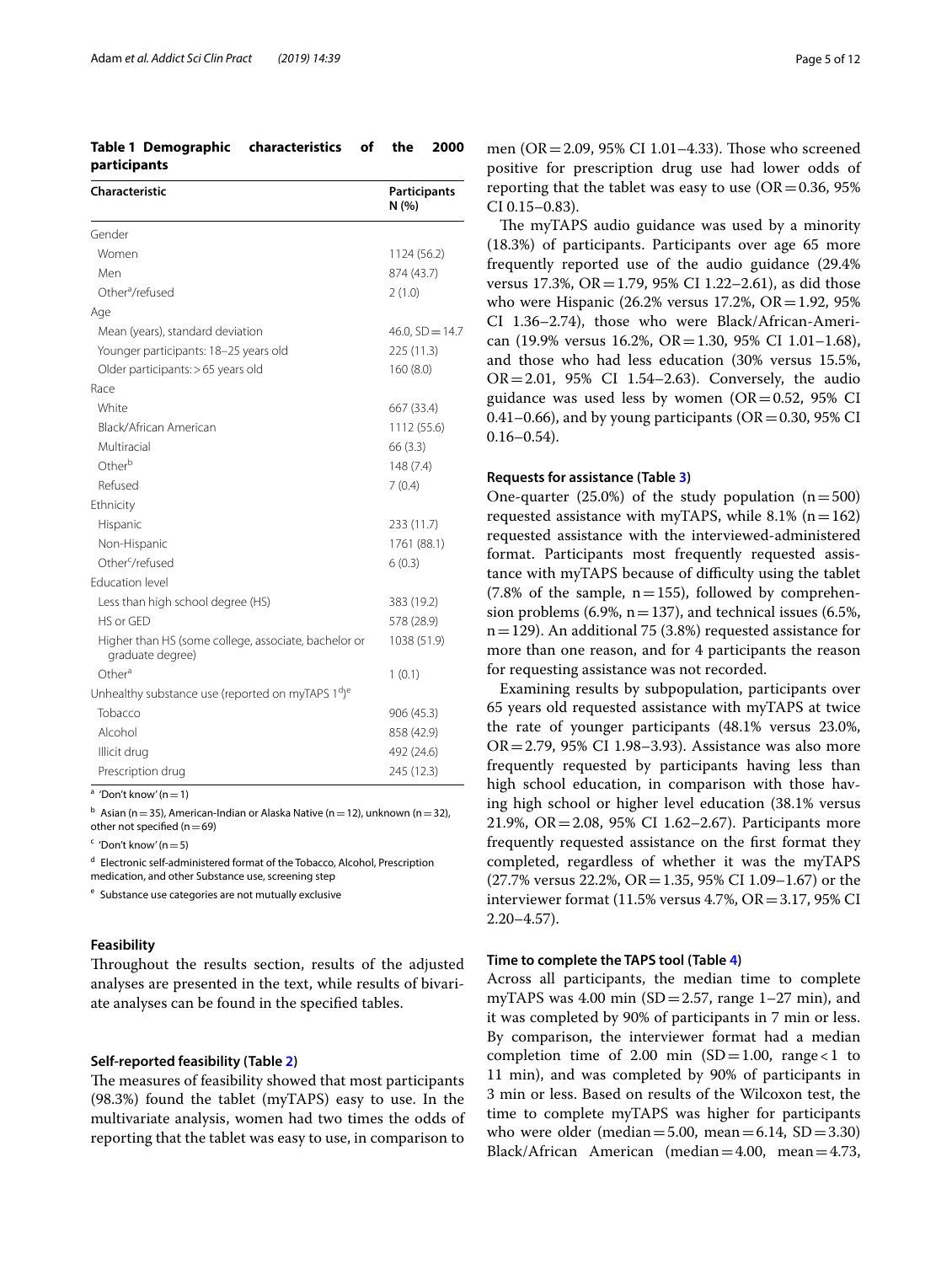**Table 1 Demographic characteristics of the 2000 participants**

| Characteristic | Participants N (%) |
|---|---|
| Gender | |
| Women | 1124 (56.2) |
| Men | 874 (43.7) |
| Other[a]/refused | 2 (1.0) |
| Age | |
| Mean (years), standard deviation | 46.0, SD = 14.7 |
| Younger participants: 18–25 years old | 225 (11.3) |
| Older participants: > 65 years old | 160 (8.0) |
| Race | |
| White | 667 (33.4) |
| Black/African American | 1112 (55.6) |
| Multiracial | 66 (3.3) |
| Other[b] | 148 (7.4) |
| Refused | 7 (0.4) |
| Ethnicity | |
| Hispanic | 233 (11.7) |
| Non-Hispanic | 1761 (88.1) |
| Other[c]/refused | 6 (0.3) |
| Education level | |
| Less than high school degree (HS) | 383 (19.2) |
| HS or GED | 578 (28.9) |
| Higher than HS (some college, associate, bachelor or graduate degree) | 1038 (51.9) |
| Other[a] | 1 (0.1) |
| Unhealthy substance use (reported on myTAPS 1[d])[e] | |
| Tobacco | 906 (45.3) |
| Alcohol | 858 (42.9) |
| Illicit drug | 492 (24.6) |
| Prescription drug | 245 (12.3) |

[a] 'Don't know' (n = 1)

[b] Asian (n = 35), American-Indian or Alaska Native (n = 12), unknown (n = 32), other not specified (n = 69)

[c] 'Don't know' (n = 5)

[d] Electronic self-administered format of the Tobacco, Alcohol, Prescription medication, and other Substance use, screening step

[e] Substance use categories are not mutually exclusive

### Feasibility

Throughout the results section, results of the adjusted analyses are presented in the text, while results of bivariate analyses can be found in the specified tables.

#### Self-reported feasibility (Table 2)

The measures of feasibility showed that most participants (98.3%) found the tablet (myTAPS) easy to use. In the multivariate analysis, women had two times the odds of reporting that the tablet was easy to use, in comparison to men (OR = 2.09, 95% CI 1.01–4.33). Those who screened positive for prescription drug use had lower odds of reporting that the tablet was easy to use (OR = 0.36, 95% CI 0.15–0.83).

The myTAPS audio guidance was used by a minority (18.3%) of participants. Participants over age 65 more frequently reported use of the audio guidance (29.4% versus 17.3%, OR = 1.79, 95% CI 1.22–2.61), as did those who were Hispanic (26.2% versus 17.2%, OR = 1.92, 95% CI 1.36–2.74), those who were Black/African-American (19.9% versus 16.2%, OR = 1.30, 95% CI 1.01–1.68), and those who had less education (30% versus 15.5%, OR = 2.01, 95% CI 1.54–2.63). Conversely, the audio guidance was used less by women (OR = 0.52, 95% CI 0.41–0.66), and by young participants (OR = 0.30, 95% CI 0.16–0.54).

#### Requests for assistance (Table 3)

One-quarter (25.0%) of the study population (n = 500) requested assistance with myTAPS, while 8.1% (n = 162) requested assistance with the interviewed-administered format. Participants most frequently requested assistance with myTAPS because of difficulty using the tablet (7.8% of the sample, n = 155), followed by comprehension problems (6.9%, n = 137), and technical issues (6.5%, n = 129). An additional 75 (3.8%) requested assistance for more than one reason, and for 4 participants the reason for requesting assistance was not recorded.

Examining results by subpopulation, participants over 65 years old requested assistance with myTAPS at twice the rate of younger participants (48.1% versus 23.0%, OR = 2.79, 95% CI 1.98–3.93). Assistance was also more frequently requested by participants having less than high school education, in comparison with those having high school or higher level education (38.1% versus 21.9%, OR = 2.08, 95% CI 1.62–2.67). Participants more frequently requested assistance on the first format they completed, regardless of whether it was the myTAPS (27.7% versus 22.2%, OR = 1.35, 95% CI 1.09–1.67) or the interviewer format (11.5% versus 4.7%, OR = 3.17, 95% CI 2.20–4.57).

#### Time to complete the TAPS tool (Table 4)

Across all participants, the median time to complete myTAPS was 4.00 min (SD = 2.57, range 1–27 min), and it was completed by 90% of participants in 7 min or less. By comparison, the interviewer format had a median completion time of 2.00 min (SD = 1.00, range < 1 to 11 min), and was completed by 90% of participants in 3 min or less. Based on results of the Wilcoxon test, the time to complete myTAPS was higher for participants who were older (median = 5.00, mean = 6.14, SD = 3.30) Black/African American (median = 4.00, mean = 4.73,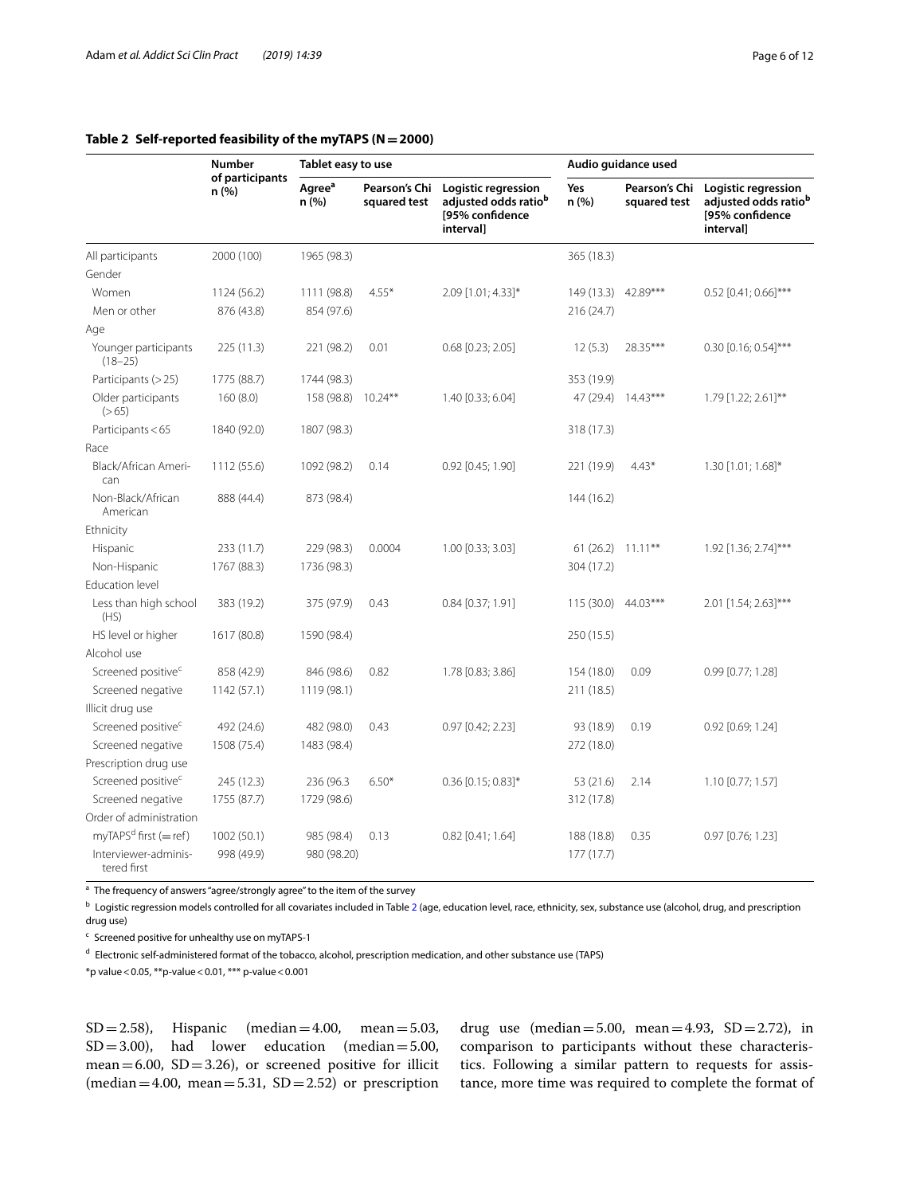**Table 2 Self-reported feasibility of the myTAPS (N = 2000)**

| | Number of participants n (%) | Tablet easy to use | | | Audio guidance used | | |
|---|---|---|---|---|---|---|---|
| | | Agree[a] n (%) | Pearson's Chi squared test | Logistic regression adjusted odds ratio[b] [95% confidence interval] | Yes n (%) | Pearson's Chi squared test | Logistic regression adjusted odds ratio[b] [95% confidence interval] |
| All participants | 2000 (100) | 1965 (98.3) | | | 365 (18.3) | | |
| Gender | | | | | | | |
| Women | 1124 (56.2) | 1111 (98.8) | 4.55* | 2.09 [1.01; 4.33]* | 149 (13.3) | 42.89*** | 0.52 [0.41; 0.66]*** |
| Men or other | 876 (43.8) | 854 (97.6) | | | 216 (24.7) | | |
| Age | | | | | | | |
| Younger participants (18–25) | 225 (11.3) | 221 (98.2) | 0.01 | 0.68 [0.23; 2.05] | 12 (5.3) | 28.35*** | 0.30 [0.16; 0.54]*** |
| Participants (> 25) | 1775 (88.7) | 1744 (98.3) | | | 353 (19.9) | | |
| Older participants (> 65) | 160 (8.0) | 158 (98.8) | 10.24** | 1.40 [0.33; 6.04] | 47 (29.4) | 14.43*** | 1.79 [1.22; 2.61]** |
| Participants < 65 | 1840 (92.0) | 1807 (98.3) | | | 318 (17.3) | | |
| Race | | | | | | | |
| Black/African American | 1112 (55.6) | 1092 (98.2) | 0.14 | 0.92 [0.45; 1.90] | 221 (19.9) | 4.43* | 1.30 [1.01; 1.68]* |
| Non-Black/African American | 888 (44.4) | 873 (98.4) | | | 144 (16.2) | | |
| Ethnicity | | | | | | | |
| Hispanic | 233 (11.7) | 229 (98.3) | 0.0004 | 1.00 [0.33; 3.03] | 61 (26.2) | 11.11** | 1.92 [1.36; 2.74]*** |
| Non-Hispanic | 1767 (88.3) | 1736 (98.3) | | | 304 (17.2) | | |
| Education level | | | | | | | |
| Less than high school (HS) | 383 (19.2) | 375 (97.9) | 0.43 | 0.84 [0.37; 1.91] | 115 (30.0) | 44.03*** | 2.01 [1.54; 2.63]*** |
| HS level or higher | 1617 (80.8) | 1590 (98.4) | | | 250 (15.5) | | |
| Alcohol use | | | | | | | |
| Screened positive[c] | 858 (42.9) | 846 (98.6) | 0.82 | 1.78 [0.83; 3.86] | 154 (18.0) | 0.09 | 0.99 [0.77; 1.28] |
| Screened negative | 1142 (57.1) | 1119 (98.1) | | | 211 (18.5) | | |
| Illicit drug use | | | | | | | |
| Screened positive[c] | 492 (24.6) | 482 (98.0) | 0.43 | 0.97 [0.42; 2.23] | 93 (18.9) | 0.19 | 0.92 [0.69; 1.24] |
| Screened negative | 1508 (75.4) | 1483 (98.4) | | | 272 (18.0) | | |
| Prescription drug use | | | | | | | |
| Screened positive[c] | 245 (12.3) | 236 (96.3 | 6.50* | 0.36 [0.15; 0.83]* | 53 (21.6) | 2.14 | 1.10 [0.77; 1.57] |
| Screened negative | 1755 (87.7) | 1729 (98.6) | | | 312 (17.8) | | |
| Order of administration | | | | | | | |
| myTAPS[d] first (= ref) | 1002 (50.1) | 985 (98.4) | 0.13 | 0.82 [0.41; 1.64] | 188 (18.8) | 0.35 | 0.97 [0.76; 1.23] |
| Interviewer-administered first | 998 (49.9) | 980 (98.20) | | | 177 (17.7) | | |

[a] The frequency of answers "agree/strongly agree" to the item of the survey

[b] Logistic regression models controlled for all covariates included in Table 2 (age, education level, race, ethnicity, sex, substance use (alcohol, drug, and prescription drug use)

[c] Screened positive for unhealthy use on myTAPS-1

[d] Electronic self-administered format of the tobacco, alcohol, prescription medication, and other substance use (TAPS)

*p value < 0.05, **p-value < 0.01, *** p-value < 0.001

SD = 2.58), Hispanic (median = 4.00, mean = 5.03, SD = 3.00), had lower education (median = 5.00, mean = 6.00, SD = 3.26), or screened positive for illicit (median = 4.00, mean = 5.31, SD = 2.52) or prescription drug use (median = 5.00, mean = 4.93, SD = 2.72), in comparison to participants without these characteristics. Following a similar pattern to requests for assistance, more time was required to complete the format of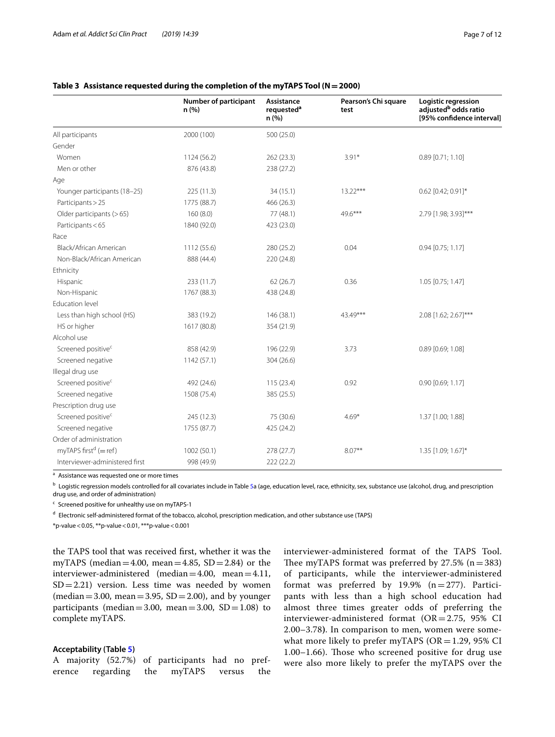**Table 3 Assistance requested during the completion of the myTAPS Tool (N = 2000)**

| | Number of participant n (%) | Assistance requested[a] n (%) | Pearson's Chi square test | Logistic regression adjusted[b] odds ratio [95% confidence interval] |
|---|---|---|---|---|
| All participants | 2000 (100) | 500 (25.0) | | |
| Gender | | | | |
| Women | 1124 (56.2) | 262 (23.3) | 3.91* | 0.89 [0.71; 1.10] |
| Men or other | 876 (43.8) | 238 (27.2) | | |
| Age | | | | |
| Younger participants (18–25) | 225 (11.3) | 34 (15.1) | 13.22*** | 0.62 [0.42; 0.91]* |
| Participants > 25 | 1775 (88.7) | 466 (26.3) | | |
| Older participants (> 65) | 160 (8.0) | 77 (48.1) | 49.6*** | 2.79 [1.98; 3.93]*** |
| Participants < 65 | 1840 (92.0) | 423 (23.0) | | |
| Race | | | | |
| Black/African American | 1112 (55.6) | 280 (25.2) | 0.04 | 0.94 [0.75; 1.17] |
| Non-Black/African American | 888 (44.4) | 220 (24.8) | | |
| Ethnicity | | | | |
| Hispanic | 233 (11.7) | 62 (26.7) | 0.36 | 1.05 [0.75; 1.47] |
| Non-Hispanic | 1767 (88.3) | 438 (24.8) | | |
| Education level | | | | |
| Less than high school (HS) | 383 (19.2) | 146 (38.1) | 43.49*** | 2.08 [1.62; 2.67]*** |
| HS or higher | 1617 (80.8) | 354 (21.9) | | |
| Alcohol use | | | | |
| Screened positive[c] | 858 (42.9) | 196 (22.9) | 3.73 | 0.89 [0.69; 1.08] |
| Screened negative | 1142 (57.1) | 304 (26.6) | | |
| Illegal drug use | | | | |
| Screened positive[c] | 492 (24.6) | 115 (23.4) | 0.92 | 0.90 [0.69; 1.17] |
| Screened negative | 1508 (75.4) | 385 (25.5) | | |
| Prescription drug use | | | | |
| Screened positive[c] | 245 (12.3) | 75 (30.6) | 4.69* | 1.37 [1.00; 1.88] |
| Screened negative | 1755 (87.7) | 425 (24.2) | | |
| Order of administration | | | | |
| myTAPS first[d] (= ref) | 1002 (50.1) | 278 (27.7) | 8.07** | 1.35 [1.09; 1.67]* |
| Interviewer-administered first | 998 (49.9) | 222 (22.2) | | |

[a] Assistance was requested one or more times

[b] Logistic regression models controlled for all covariates include in Table 5a (age, education level, race, ethnicity, sex, substance use (alcohol, drug, and prescription drug use, and order of administration)

[c] Screened positive for unhealthy use on myTAPS-1

[d] Electronic self-administered format of the tobacco, alcohol, prescription medication, and other substance use (TAPS)

*p-value < 0.05, **p-value < 0.01, ***p-value < 0.001

the TAPS tool that was received first, whether it was the myTAPS (median = 4.00, mean = 4.85, SD = 2.84) or the interviewer-administered (median = 4.00, mean = 4.11, SD = 2.21) version. Less time was needed by women (median = 3.00, mean = 3.95, SD = 2.00), and by younger participants (median = 3.00, mean = 3.00, SD = 1.08) to complete myTAPS.

#### Acceptability (Table 5)

A majority (52.7%) of participants had no preference regarding the myTAPS versus the interviewer-administered format of the TAPS Tool. Thee myTAPS format was preferred by 27.5% (n = 383) of participants, while the interviewer-administered format was preferred by 19.9% (n = 277). Participants with less than a high school education had almost three times greater odds of preferring the interviewer-administered format (OR = 2.75, 95% CI 2.00–3.78). In comparison to men, women were somewhat more likely to prefer myTAPS (OR = 1.29, 95% CI 1.00–1.66). Those who screened positive for drug use were also more likely to prefer the myTAPS over the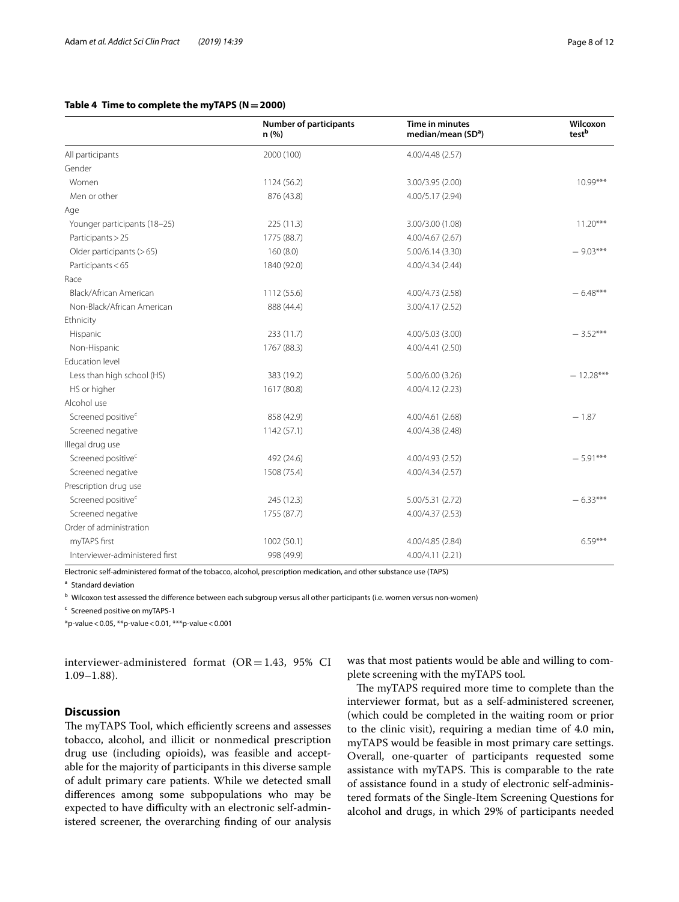**Table 4 Time to complete the myTAPS (N = 2000)**

| | Number of participants n (%) | Time in minutes median/mean (SD[a]) | Wilcoxon test[b] |
|---|---|---|---|
| All participants | 2000 (100) | 4.00/4.48 (2.57) | |
| Gender | | | |
| Women | 1124 (56.2) | 3.00/3.95 (2.00) | 10.99*** |
| Men or other | 876 (43.8) | 4.00/5.17 (2.94) | |
| Age | | | |
| Younger participants (18–25) | 225 (11.3) | 3.00/3.00 (1.08) | 11.20*** |
| Participants > 25 | 1775 (88.7) | 4.00/4.67 (2.67) | |
| Older participants (> 65) | 160 (8.0) | 5.00/6.14 (3.30) | − 9.03*** |
| Participants < 65 | 1840 (92.0) | 4.00/4.34 (2.44) | |
| Race | | | |
| Black/African American | 1112 (55.6) | 4.00/4.73 (2.58) | − 6.48*** |
| Non-Black/African American | 888 (44.4) | 3.00/4.17 (2.52) | |
| Ethnicity | | | |
| Hispanic | 233 (11.7) | 4.00/5.03 (3.00) | − 3.52*** |
| Non-Hispanic | 1767 (88.3) | 4.00/4.41 (2.50) | |
| Education level | | | |
| Less than high school (HS) | 383 (19.2) | 5.00/6.00 (3.26) | − 12.28*** |
| HS or higher | 1617 (80.8) | 4.00/4.12 (2.23) | |
| Alcohol use | | | |
| Screened positive[c] | 858 (42.9) | 4.00/4.61 (2.68) | − 1.87 |
| Screened negative | 1142 (57.1) | 4.00/4.38 (2.48) | |
| Illegal drug use | | | |
| Screened positive[c] | 492 (24.6) | 4.00/4.93 (2.52) | − 5.91*** |
| Screened negative | 1508 (75.4) | 4.00/4.34 (2.57) | |
| Prescription drug use | | | |
| Screened positive[c] | 245 (12.3) | 5.00/5.31 (2.72) | − 6.33*** |
| Screened negative | 1755 (87.7) | 4.00/4.37 (2.53) | |
| Order of administration | | | |
| myTAPS first | 1002 (50.1) | 4.00/4.85 (2.84) | 6.59*** |
| Interviewer-administered first | 998 (49.9) | 4.00/4.11 (2.21) | |

Electronic self-administered format of the tobacco, alcohol, prescription medication, and other substance use (TAPS)

[a] Standard deviation

[b] Wilcoxon test assessed the difference between each subgroup versus all other participants (i.e. women versus non-women)

[c] Screened positive on myTAPS-1

*p-value < 0.05, **p-value < 0.01, ***p-value < 0.001

interviewer-administered format (OR = 1.43, 95% CI 1.09–1.88).

## Discussion

The myTAPS Tool, which efficiently screens and assesses tobacco, alcohol, and illicit or nonmedical prescription drug use (including opioids), was feasible and acceptable for the majority of participants in this diverse sample of adult primary care patients. While we detected small differences among some subpopulations who may be expected to have difficulty with an electronic self-administered screener, the overarching finding of our analysis was that most patients would be able and willing to complete screening with the myTAPS tool.

The myTAPS required more time to complete than the interviewer format, but as a self-administered screener, (which could be completed in the waiting room or prior to the clinic visit), requiring a median time of 4.0 min, myTAPS would be feasible in most primary care settings. Overall, one-quarter of participants requested some assistance with myTAPS. This is comparable to the rate of assistance found in a study of electronic self-administered formats of the Single-Item Screening Questions for alcohol and drugs, in which 29% of participants needed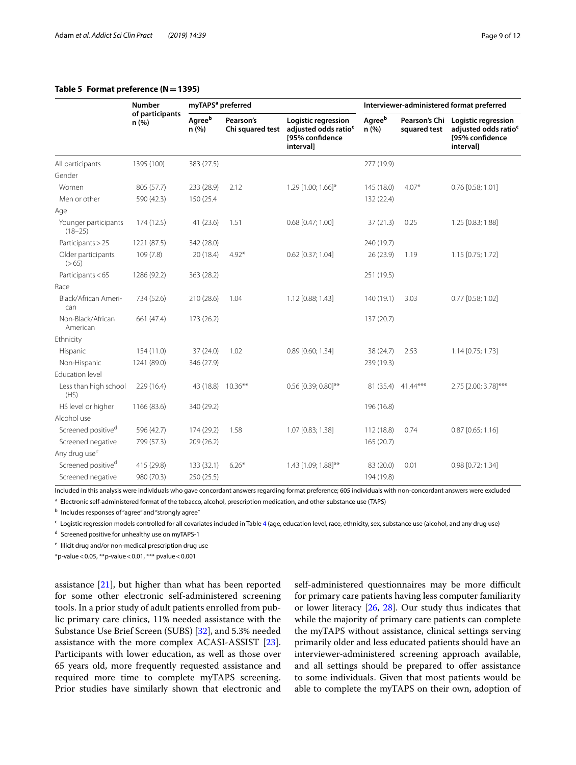**Table 5 Format preference (N = 1395)**

| | Number of participants n (%) | myTAPS[a] preferred | | | Interviewer-administered format preferred | | |
|---|---|---|---|---|---|---|---|
| | | Agree[b] n (%) | Pearson's Chi squared test | Logistic regression adjusted odds ratio[c] [95% confidence interval] | Agree[b] n (%) | Pearson's Chi squared test | Logistic regression adjusted odds ratio[c] [95% confidence interval] |
| All participants | 1395 (100) | 383 (27.5) | | | 277 (19.9) | | |
| Gender | | | | | | | |
| Women | 805 (57.7) | 233 (28.9) | 2.12 | 1.29 [1.00; 1.66]* | 145 (18.0) | 4.07* | 0.76 [0.58; 1.01] |
| Men or other | 590 (42.3) | 150 (25.4 | | | 132 (22.4) | | |
| Age | | | | | | | |
| Younger participants (18–25) | 174 (12.5) | 41 (23.6) | 1.51 | 0.68 [0.47; 1.00] | 37 (21.3) | 0.25 | 1.25 [0.83; 1.88] |
| Participants > 25 | 1221 (87.5) | 342 (28.0) | | | 240 (19.7) | | |
| Older participants (> 65) | 109 (7.8) | 20 (18.4) | 4.92* | 0.62 [0.37; 1.04] | 26 (23.9) | 1.19 | 1.15 [0.75; 1.72] |
| Participants < 65 | 1286 (92.2) | 363 (28.2) | | | 251 (19.5) | | |
| Race | | | | | | | |
| Black/African American | 734 (52.6) | 210 (28.6) | 1.04 | 1.12 [0.88; 1.43] | 140 (19.1) | 3.03 | 0.77 [0.58; 1.02] |
| Non-Black/African American | 661 (47.4) | 173 (26.2) | | | 137 (20.7) | | |
| Ethnicity | | | | | | | |
| Hispanic | 154 (11.0) | 37 (24.0) | 1.02 | 0.89 [0.60; 1.34] | 38 (24.7) | 2.53 | 1.14 [0.75; 1.73] |
| Non-Hispanic | 1241 (89.0) | 346 (27.9) | | | 239 (19.3) | | |
| Education level | | | | | | | |
| Less than high school (HS) | 229 (16.4) | 43 (18.8) | 10.36** | 0.56 [0.39; 0.80]** | 81 (35.4) | 41.44*** | 2.75 [2.00; 3.78]*** |
| HS level or higher | 1166 (83.6) | 340 (29.2) | | | 196 (16.8) | | |
| Alcohol use | | | | | | | |
| Screened positive[d] | 596 (42.7) | 174 (29.2) | 1.58 | 1.07 [0.83; 1.38] | 112 (18.8) | 0.74 | 0.87 [0.65; 1.16] |
| Screened negative | 799 (57.3) | 209 (26.2) | | | 165 (20.7) | | |
| Any drug use[e] | | | | | | | |
| Screened positive[d] | 415 (29.8) | 133 (32.1) | 6.26* | 1.43 [1.09; 1.88]** | 83 (20.0) | 0.01 | 0.98 [0.72; 1.34] |
| Screened negative | 980 (70.3) | 250 (25.5) | | | 194 (19.8) | | |

Included in this analysis were individuals who gave concordant answers regarding format preference; 605 individuals with non-concordant answers were excluded

[a] Electronic self-administered format of the tobacco, alcohol, prescription medication, and other substance use (TAPS)

[b] Includes responses of "agree" and "strongly agree"

[c] Logistic regression models controlled for all covariates included in Table 4 (age, education level, race, ethnicity, sex, substance use (alcohol, and any drug use)

[d] Screened positive for unhealthy use on myTAPS-1

[e] Illicit drug and/or non-medical prescription drug use

*p-value < 0.05, **p-value < 0.01, *** pvalue < 0.001

assistance [21], but higher than what has been reported for some other electronic self-administered screening tools. In a prior study of adult patients enrolled from public primary care clinics, 11% needed assistance with the Substance Use Brief Screen (SUBS) [32], and 5.3% needed assistance with the more complex ACASI-ASSIST [23]. Participants with lower education, as well as those over 65 years old, more frequently requested assistance and required more time to complete myTAPS screening. Prior studies have similarly shown that electronic and self-administered questionnaires may be more difficult for primary care patients having less computer familiarity or lower literacy [26, 28]. Our study thus indicates that while the majority of primary care patients can complete the myTAPS without assistance, clinical settings serving primarily older and less educated patients should have an interviewer-administered screening approach available, and all settings should be prepared to offer assistance to some individuals. Given that most patients would be able to complete the myTAPS on their own, adoption of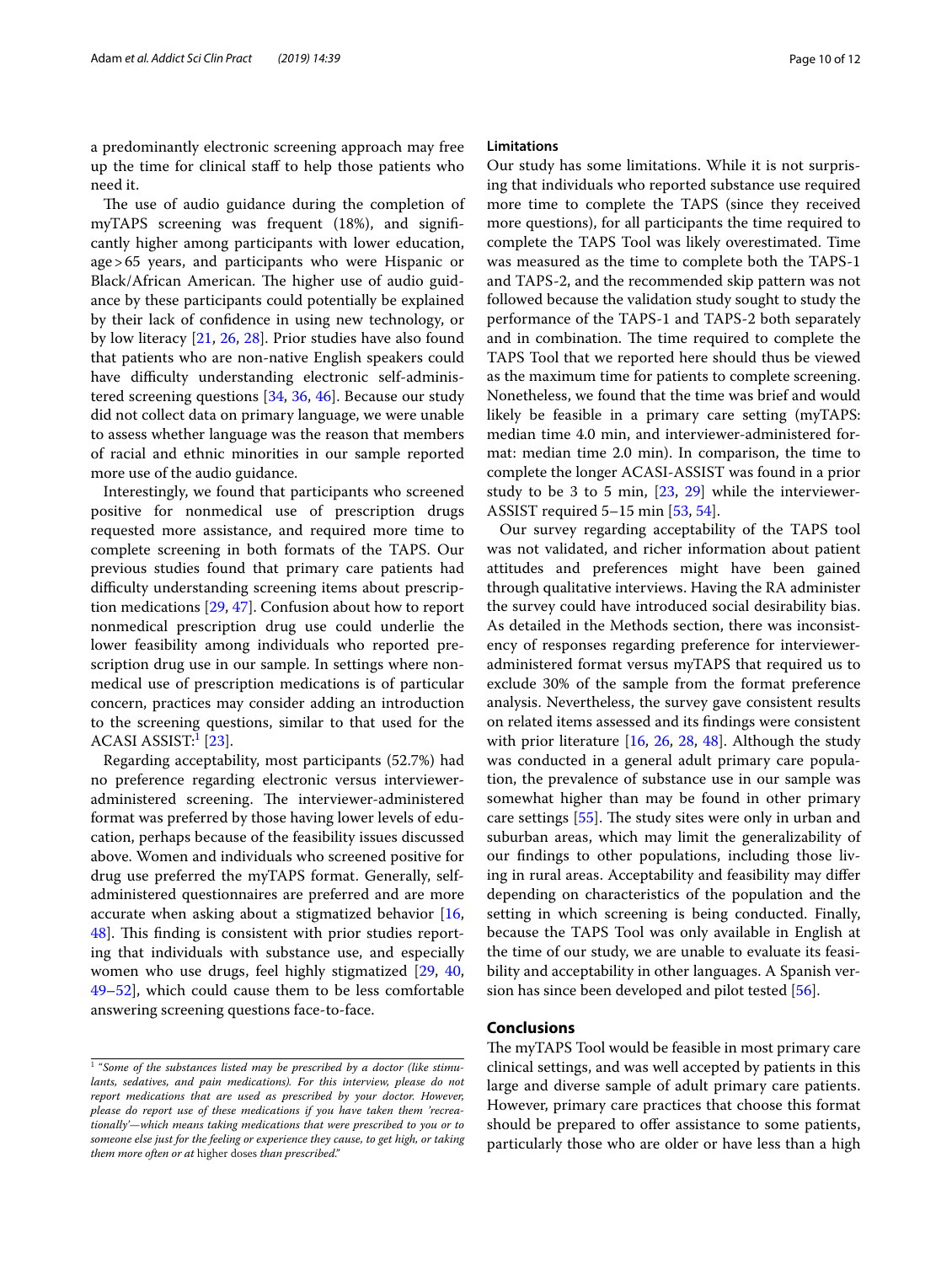a predominantly electronic screening approach may free up the time for clinical staff to help those patients who need it.

The use of audio guidance during the completion of myTAPS screening was frequent (18%), and significantly higher among participants with lower education, age > 65 years, and participants who were Hispanic or Black/African American. The higher use of audio guidance by these participants could potentially be explained by their lack of confidence in using new technology, or by low literacy [21, 26, 28]. Prior studies have also found that patients who are non-native English speakers could have difficulty understanding electronic self-administered screening questions [34, 36, 46]. Because our study did not collect data on primary language, we were unable to assess whether language was the reason that members of racial and ethnic minorities in our sample reported more use of the audio guidance.

Interestingly, we found that participants who screened positive for nonmedical use of prescription drugs requested more assistance, and required more time to complete screening in both formats of the TAPS. Our previous studies found that primary care patients had difficulty understanding screening items about prescription medications [29, 47]. Confusion about how to report nonmedical prescription drug use could underlie the lower feasibility among individuals who reported prescription drug use in our sample. In settings where nonmedical use of prescription medications is of particular concern, practices may consider adding an introduction to the screening questions, similar to that used for the ACASI ASSIST:[1] [23].

Regarding acceptability, most participants (52.7%) had no preference regarding electronic versus interviewer-administered screening. The interviewer-administered format was preferred by those having lower levels of education, perhaps because of the feasibility issues discussed above. Women and individuals who screened positive for drug use preferred the myTAPS format. Generally, self-administered questionnaires are preferred and are more accurate when asking about a stigmatized behavior [16, 48]. This finding is consistent with prior studies reporting that individuals with substance use, and especially women who use drugs, feel highly stigmatized [29, 40, 49–52], which could cause them to be less comfortable answering screening questions face-to-face.

### Limitations

Our study has some limitations. While it is not surprising that individuals who reported substance use required more time to complete the TAPS (since they received more questions), for all participants the time required to complete the TAPS Tool was likely overestimated. Time was measured as the time to complete both the TAPS-1 and TAPS-2, and the recommended skip pattern was not followed because the validation study sought to study the performance of the TAPS-1 and TAPS-2 both separately and in combination. The time required to complete the TAPS Tool that we reported here should thus be viewed as the maximum time for patients to complete screening. Nonetheless, we found that the time was brief and would likely be feasible in a primary care setting (myTAPS: median time 4.0 min, and interviewer-administered format: median time 2.0 min). In comparison, the time to complete the longer ACASI-ASSIST was found in a prior study to be 3 to 5 min, [23, 29] while the interviewer-ASSIST required 5–15 min [53, 54].

Our survey regarding acceptability of the TAPS tool was not validated, and richer information about patient attitudes and preferences might have been gained through qualitative interviews. Having the RA administer the survey could have introduced social desirability bias. As detailed in the Methods section, there was inconsistency of responses regarding preference for interviewer-administered format versus myTAPS that required us to exclude 30% of the sample from the format preference analysis. Nevertheless, the survey gave consistent results on related items assessed and its findings were consistent with prior literature [16, 26, 28, 48]. Although the study was conducted in a general adult primary care population, the prevalence of substance use in our sample was somewhat higher than may be found in other primary care settings [55]. The study sites were only in urban and suburban areas, which may limit the generalizability of our findings to other populations, including those living in rural areas. Acceptability and feasibility may differ depending on characteristics of the population and the setting in which screening is being conducted. Finally, because the TAPS Tool was only available in English at the time of our study, we are unable to evaluate its feasibility and acceptability in other languages. A Spanish version has since been developed and pilot tested [56].

## Conclusions

The myTAPS Tool would be feasible in most primary care clinical settings, and was well accepted by patients in this large and diverse sample of adult primary care patients. However, primary care practices that choose this format should be prepared to offer assistance to some patients, particularly those who are older or have less than a high

[1] *"Some of the substances listed may be prescribed by a doctor (like stimulants, sedatives, and pain medications). For this interview, please do not report medications that are used as prescribed by your doctor. However, please do report use of these medications if you have taken them 'recreationally'—which means taking medications that were prescribed to you or to someone else just for the feeling or experience they cause, to get high, or taking them more often or at* higher doses *than prescribed."*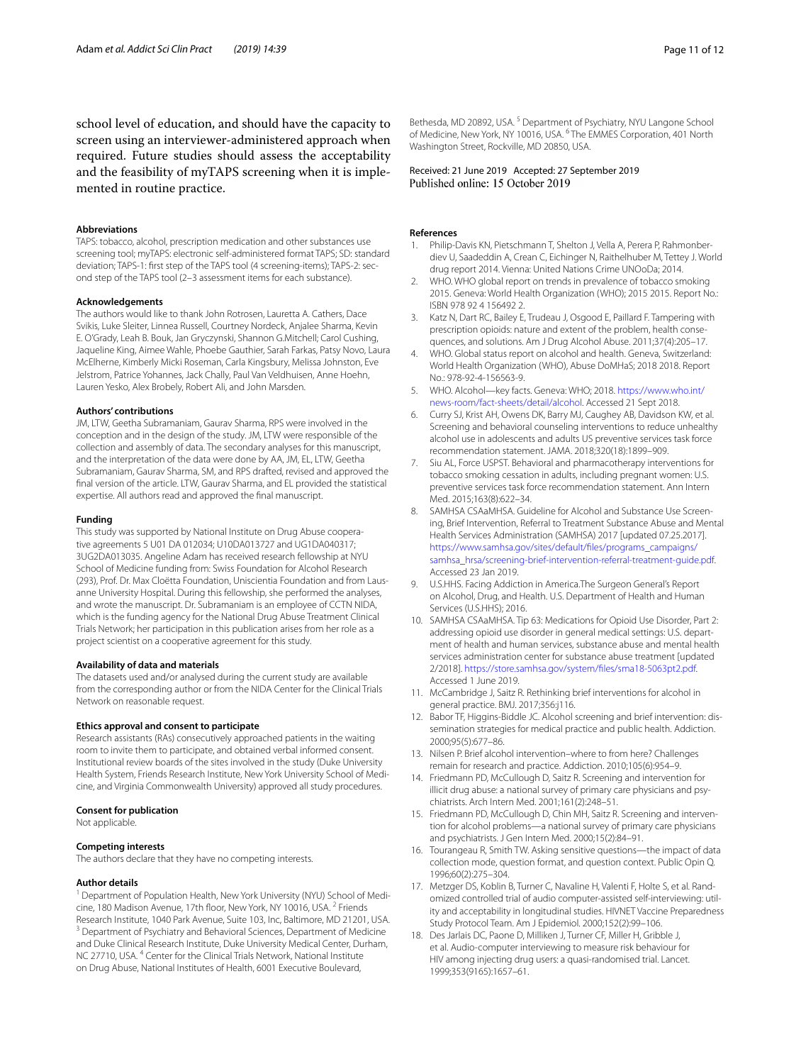school level of education, and should have the capacity to screen using an interviewer-administered approach when required. Future studies should assess the acceptability and the feasibility of myTAPS screening when it is implemented in routine practice.

#### Abbreviations

TAPS: tobacco, alcohol, prescription medication and other substances use screening tool; myTAPS: electronic self-administered format TAPS; SD: standard deviation; TAPS-1: first step of the TAPS tool (4 screening-items); TAPS-2: second step of the TAPS tool (2–3 assessment items for each substance).

#### Acknowledgements

The authors would like to thank John Rotrosen, Lauretta A. Cathers, Dace Svikis, Luke Sleiter, Linnea Russell, Courtney Nordeck, Anjalee Sharma, Kevin E. O'Grady, Leah B. Bouk, Jan Gryczynski, Shannon G.Mitchell; Carol Cushing, Jaqueline King, Aimee Wahle, Phoebe Gauthier, Sarah Farkas, Patsy Novo, Laura McElherne, Kimberly Micki Roseman, Carla Kingsbury, Melissa Johnston, Eve Jelstrom, Patrice Yohannes, Jack Chally, Paul Van Veldhuisen, Anne Hoehn, Lauren Yesko, Alex Brobely, Robert Ali, and John Marsden.

#### Authors' contributions

JM, LTW, Geetha Subramaniam, Gaurav Sharma, RPS were involved in the conception and in the design of the study. JM, LTW were responsible of the collection and assembly of data. The secondary analyses for this manuscript, and the interpretation of the data were done by AA, JM, EL, LTW, Geetha Subramaniam, Gaurav Sharma, SM, and RPS drafted, revised and approved the final version of the article. LTW, Gaurav Sharma, and EL provided the statistical expertise. All authors read and approved the final manuscript.

#### Funding

This study was supported by National Institute on Drug Abuse cooperative agreements 5 U01 DA 012034; U10DA013727 and UG1DA040317; 3UG2DA013035. Angeline Adam has received research fellowship at NYU School of Medicine funding from: Swiss Foundation for Alcohol Research (293), Prof. Dr. Max Cloëtta Foundation, Uniscientia Foundation and from Lausanne University Hospital. During this fellowship, she performed the analyses, and wrote the manuscript. Dr. Subramaniam is an employee of CCTN NIDA, which is the funding agency for the National Drug Abuse Treatment Clinical Trials Network; her participation in this publication arises from her role as a project scientist on a cooperative agreement for this study.

#### Availability of data and materials

The datasets used and/or analysed during the current study are available from the corresponding author or from the NIDA Center for the Clinical Trials Network on reasonable request.

#### Ethics approval and consent to participate

Research assistants (RAs) consecutively approached patients in the waiting room to invite them to participate, and obtained verbal informed consent. Institutional review boards of the sites involved in the study (Duke University Health System, Friends Research Institute, New York University School of Medicine, and Virginia Commonwealth University) approved all study procedures.

#### Consent for publication

Not applicable.

#### Competing interests

The authors declare that they have no competing interests.

#### Author details

[1] Department of Population Health, New York University (NYU) School of Medicine, 180 Madison Avenue, 17th floor, New York, NY 10016, USA. [2] Friends Research Institute, 1040 Park Avenue, Suite 103, Inc, Baltimore, MD 21201, USA. [3] Department of Psychiatry and Behavioral Sciences, Department of Medicine and Duke Clinical Research Institute, Duke University Medical Center, Durham, NC 27710, USA. [4] Center for the Clinical Trials Network, National Institute on Drug Abuse, National Institutes of Health, 6001 Executive Boulevard, Bethesda, MD 20892, USA. [5] Department of Psychiatry, NYU Langone School of Medicine, New York, NY 10016, USA. [6] The EMMES Corporation, 401 North Washington Street, Rockville, MD 20850, USA.

Received: 21 June 2019 Accepted: 27 September 2019
Published online: 15 October 2019

#### References

1. Philip-Davis KN, Pietschmann T, Shelton J, Vella A, Perera P, Rahmonberdiev U, Saadeddin A, Crean C, Eichinger N, Raithelhuber M, Tettey J. World drug report 2014. Vienna: United Nations Crime UNOoDa; 2014.
2. WHO. WHO global report on trends in prevalence of tobacco smoking 2015. Geneva: World Health Organization (WHO); 2015 2015. Report No.: ISBN 978 92 4 156492 2.
3. Katz N, Dart RC, Bailey E, Trudeau J, Osgood E, Paillard F. Tampering with prescription opioids: nature and extent of the problem, health consequences, and solutions. Am J Drug Alcohol Abuse. 2011;37(4):205–17.
4. WHO. Global status report on alcohol and health. Geneva, Switzerland: World Health Organization (WHO), Abuse DoMHaS; 2018 2018. Report No.: 978-92-4-156563-9.
5. WHO. Alcohol—key facts. Geneva: WHO; 2018. https://www.who.int/news-room/fact-sheets/detail/alcohol. Accessed 21 Sept 2018.
6. Curry SJ, Krist AH, Owens DK, Barry MJ, Caughey AB, Davidson KW, et al. Screening and behavioral counseling interventions to reduce unhealthy alcohol use in adolescents and adults US preventive services task force recommendation statement. JAMA. 2018;320(18):1899–909.
7. Siu AL, Force USPST. Behavioral and pharmacotherapy interventions for tobacco smoking cessation in adults, including pregnant women: U.S. preventive services task force recommendation statement. Ann Intern Med. 2015;163(8):622–34.
8. SAMHSA CSAaMHSA. Guideline for Alcohol and Substance Use Screening, Brief Intervention, Referral to Treatment Substance Abuse and Mental Health Services Administration (SAMHSA) 2017 [updated 07.25.2017]. https://www.samhsa.gov/sites/default/files/programs_campaigns/samhsa_hrsa/screening-brief-intervention-referral-treatment-guide.pdf. Accessed 23 Jan 2019.
9. U.S.HHS. Facing Addiction in America.The Surgeon General's Report on Alcohol, Drug, and Health. U.S. Department of Health and Human Services (U.S.HHS); 2016.
10. SAMHSA CSAaMHSA. Tip 63: Medications for Opioid Use Disorder, Part 2: addressing opioid use disorder in general medical settings: U.S. department of health and human services, substance abuse and mental health services administration center for substance abuse treatment [updated 2/2018]. https://store.samhsa.gov/system/files/sma18-5063pt2.pdf. Accessed 1 June 2019.
11. McCambridge J, Saitz R. Rethinking brief interventions for alcohol in general practice. BMJ. 2017;356:j116.
12. Babor TF, Higgins-Biddle JC. Alcohol screening and brief intervention: dissemination strategies for medical practice and public health. Addiction. 2000;95(5):677–86.
13. Nilsen P. Brief alcohol intervention–where to from here? Challenges remain for research and practice. Addiction. 2010;105(6):954–9.
14. Friedmann PD, McCullough D, Saitz R. Screening and intervention for illicit drug abuse: a national survey of primary care physicians and psychiatrists. Arch Intern Med. 2001;161(2):248–51.
15. Friedmann PD, McCullough D, Chin MH, Saitz R. Screening and intervention for alcohol problems—a national survey of primary care physicians and psychiatrists. J Gen Intern Med. 2000;15(2):84–91.
16. Tourangeau R, Smith TW. Asking sensitive questions—the impact of data collection mode, question format, and question context. Public Opin Q. 1996;60(2):275–304.
17. Metzger DS, Koblin B, Turner C, Navaline H, Valenti F, Holte S, et al. Randomized controlled trial of audio computer-assisted self-interviewing: utility and acceptability in longitudinal studies. HIVNET Vaccine Preparedness Study Protocol Team. Am J Epidemiol. 2000;152(2):99–106.
18. Des Jarlais DC, Paone D, Milliken J, Turner CF, Miller H, Gribble J, et al. Audio-computer interviewing to measure risk behaviour for HIV among injecting drug users: a quasi-randomised trial. Lancet. 1999;353(9165):1657–61.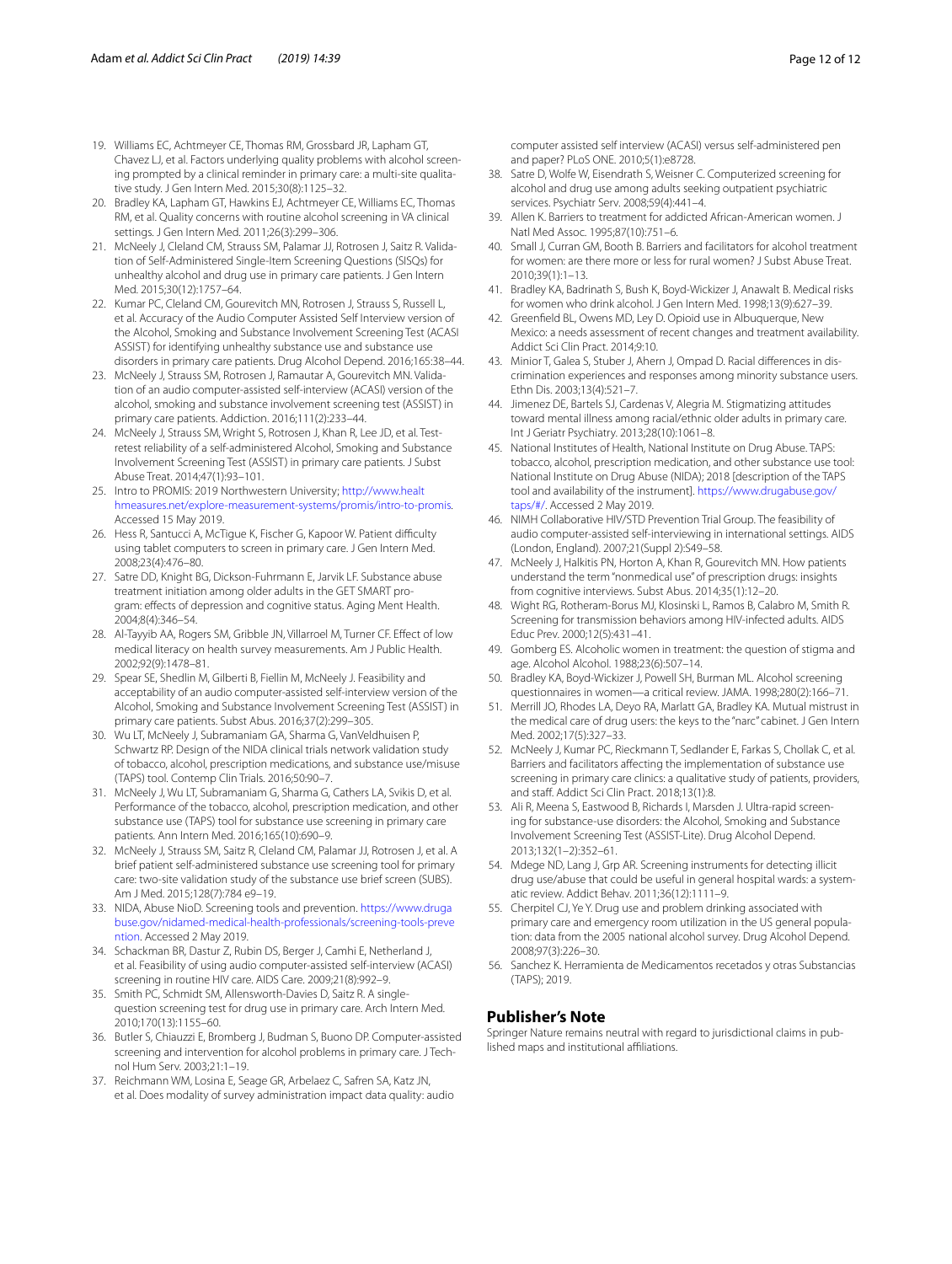19. Williams EC, Achtmeyer CE, Thomas RM, Grossbard JR, Lapham GT, Chavez LJ, et al. Factors underlying quality problems with alcohol screening prompted by a clinical reminder in primary care: a multi-site qualitative study. J Gen Intern Med. 2015;30(8):1125–32.
20. Bradley KA, Lapham GT, Hawkins EJ, Achtmeyer CE, Williams EC, Thomas RM, et al. Quality concerns with routine alcohol screening in VA clinical settings. J Gen Intern Med. 2011;26(3):299–306.
21. McNeely J, Cleland CM, Strauss SM, Palamar JJ, Rotrosen J, Saitz R. Validation of Self-Administered Single-Item Screening Questions (SISQs) for unhealthy alcohol and drug use in primary care patients. J Gen Intern Med. 2015;30(12):1757–64.
22. Kumar PC, Cleland CM, Gourevitch MN, Rotrosen J, Strauss S, Russell L, et al. Accuracy of the Audio Computer Assisted Self Interview version of the Alcohol, Smoking and Substance Involvement Screening Test (ACASI ASSIST) for identifying unhealthy substance use and substance use disorders in primary care patients. Drug Alcohol Depend. 2016;165:38–44.
23. McNeely J, Strauss SM, Rotrosen J, Ramautar A, Gourevitch MN. Validation of an audio computer-assisted self-interview (ACASI) version of the alcohol, smoking and substance involvement screening test (ASSIST) in primary care patients. Addiction. 2016;111(2):233–44.
24. McNeely J, Strauss SM, Wright S, Rotrosen J, Khan R, Lee JD, et al. Test-retest reliability of a self-administered Alcohol, Smoking and Substance Involvement Screening Test (ASSIST) in primary care patients. J Subst Abuse Treat. 2014;47(1):93–101.
25. Intro to PROMIS: 2019 Northwestern University; http://www.healthmeasures.net/explore-measurement-systems/promis/intro-to-promis. Accessed 15 May 2019.
26. Hess R, Santucci A, McTigue K, Fischer G, Kapoor W. Patient difficulty using tablet computers to screen in primary care. J Gen Intern Med. 2008;23(4):476–80.
27. Satre DD, Knight BG, Dickson-Fuhrmann E, Jarvik LF. Substance abuse treatment initiation among older adults in the GET SMART program: effects of depression and cognitive status. Aging Ment Health. 2004;8(4):346–54.
28. Al-Tayyib AA, Rogers SM, Gribble JN, Villarroel M, Turner CF. Effect of low medical literacy on health survey measurements. Am J Public Health. 2002;92(9):1478–81.
29. Spear SE, Shedlin M, Gilberti B, Fiellin M, McNeely J. Feasibility and acceptability of an audio computer-assisted self-interview version of the Alcohol, Smoking and Substance Involvement Screening Test (ASSIST) in primary care patients. Subst Abus. 2016;37(2):299–305.
30. Wu LT, McNeely J, Subramaniam GA, Sharma G, VanVeldhuisen P, Schwartz RP. Design of the NIDA clinical trials network validation study of tobacco, alcohol, prescription medications, and substance use/misuse (TAPS) tool. Contemp Clin Trials. 2016;50:90–7.
31. McNeely J, Wu LT, Subramaniam G, Sharma G, Cathers LA, Svikis D, et al. Performance of the tobacco, alcohol, prescription medication, and other substance use (TAPS) tool for substance use screening in primary care patients. Ann Intern Med. 2016;165(10):690–9.
32. McNeely J, Strauss SM, Saitz R, Cleland CM, Palamar JJ, Rotrosen J, et al. A brief patient self-administered substance use screening tool for primary care: two-site validation study of the substance use brief screen (SUBS). Am J Med. 2015;128(7):784 e9–19.
33. NIDA, Abuse NioD. Screening tools and prevention. https://www.drugabuse.gov/nidamed-medical-health-professionals/screening-tools-prevention. Accessed 2 May 2019.
34. Schackman BR, Dastur Z, Rubin DS, Berger J, Camhi E, Netherland J, et al. Feasibility of using audio computer-assisted self-interview (ACASI) screening in routine HIV care. AIDS Care. 2009;21(8):992–9.
35. Smith PC, Schmidt SM, Allensworth-Davies D, Saitz R. A single-question screening test for drug use in primary care. Arch Intern Med. 2010;170(13):1155–60.
36. Butler S, Chiauzzi E, Bromberg J, Budman S, Buono DP. Computer-assisted screening and intervention for alcohol problems in primary care. J Technol Hum Serv. 2003;21:1–19.
37. Reichmann WM, Losina E, Seage GR, Arbelaez C, Safren SA, Katz JN, et al. Does modality of survey administration impact data quality: audio computer assisted self interview (ACASI) versus self-administered pen and paper? PLoS ONE. 2010;5(1):e8728.
38. Satre D, Wolfe W, Eisendrath S, Weisner C. Computerized screening for alcohol and drug use among adults seeking outpatient psychiatric services. Psychiatr Serv. 2008;59(4):441–4.
39. Allen K. Barriers to treatment for addicted African-American women. J Natl Med Assoc. 1995;87(10):751–6.
40. Small J, Curran GM, Booth B. Barriers and facilitators for alcohol treatment for women: are there more or less for rural women? J Subst Abuse Treat. 2010;39(1):1–13.
41. Bradley KA, Badrinath S, Bush K, Boyd-Wickizer J, Anawalt B. Medical risks for women who drink alcohol. J Gen Intern Med. 1998;13(9):627–39.
42. Greenfield BL, Owens MD, Ley D. Opioid use in Albuquerque, New Mexico: a needs assessment of recent changes and treatment availability. Addict Sci Clin Pract. 2014;9:10.
43. Minior T, Galea S, Stuber J, Ahern J, Ompad D. Racial differences in discrimination experiences and responses among minority substance users. Ethn Dis. 2003;13(4):521–7.
44. Jimenez DE, Bartels SJ, Cardenas V, Alegria M. Stigmatizing attitudes toward mental illness among racial/ethnic older adults in primary care. Int J Geriatr Psychiatry. 2013;28(10):1061–8.
45. National Institutes of Health, National Institute on Drug Abuse. TAPS: tobacco, alcohol, prescription medication, and other substance use tool: National Institute on Drug Abuse (NIDA); 2018 [description of the TAPS tool and availability of the instrument]. https://www.drugabuse.gov/taps/#/. Accessed 2 May 2019.
46. NIMH Collaborative HIV/STD Prevention Trial Group. The feasibility of audio computer-assisted self-interviewing in international settings. AIDS (London, England). 2007;21(Suppl 2):S49–58.
47. McNeely J, Halkitis PN, Horton A, Khan R, Gourevitch MN. How patients understand the term "nonmedical use" of prescription drugs: insights from cognitive interviews. Subst Abus. 2014;35(1):12–20.
48. Wight RG, Rotheram-Borus MJ, Klosinski L, Ramos B, Calabro M, Smith R. Screening for transmission behaviors among HIV-infected adults. AIDS Educ Prev. 2000;12(5):431–41.
49. Gomberg ES. Alcoholic women in treatment: the question of stigma and age. Alcohol Alcohol. 1988;23(6):507–14.
50. Bradley KA, Boyd-Wickizer J, Powell SH, Burman ML. Alcohol screening questionnaires in women—a critical review. JAMA. 1998;280(2):166–71.
51. Merrill JO, Rhodes LA, Deyo RA, Marlatt GA, Bradley KA. Mutual mistrust in the medical care of drug users: the keys to the "narc" cabinet. J Gen Intern Med. 2002;17(5):327–33.
52. McNeely J, Kumar PC, Rieckmann T, Sedlander E, Farkas S, Chollak C, et al. Barriers and facilitators affecting the implementation of substance use screening in primary care clinics: a qualitative study of patients, providers, and staff. Addict Sci Clin Pract. 2018;13(1):8.
53. Ali R, Meena S, Eastwood B, Richards I, Marsden J. Ultra-rapid screening for substance-use disorders: the Alcohol, Smoking and Substance Involvement Screening Test (ASSIST-Lite). Drug Alcohol Depend. 2013;132(1–2):352–61.
54. Mdege ND, Lang J, Grp AR. Screening instruments for detecting illicit drug use/abuse that could be useful in general hospital wards: a systematic review. Addict Behav. 2011;36(12):1111–9.
55. Cherpitel CJ, Ye Y. Drug use and problem drinking associated with primary care and emergency room utilization in the US general population: data from the 2005 national alcohol survey. Drug Alcohol Depend. 2008;97(3):226–30.
56. Sanchez K. Herramienta de Medicamentos recetados y otras Substancias (TAPS); 2019.

## Publisher's Note

Springer Nature remains neutral with regard to jurisdictional claims in published maps and institutional affiliations.